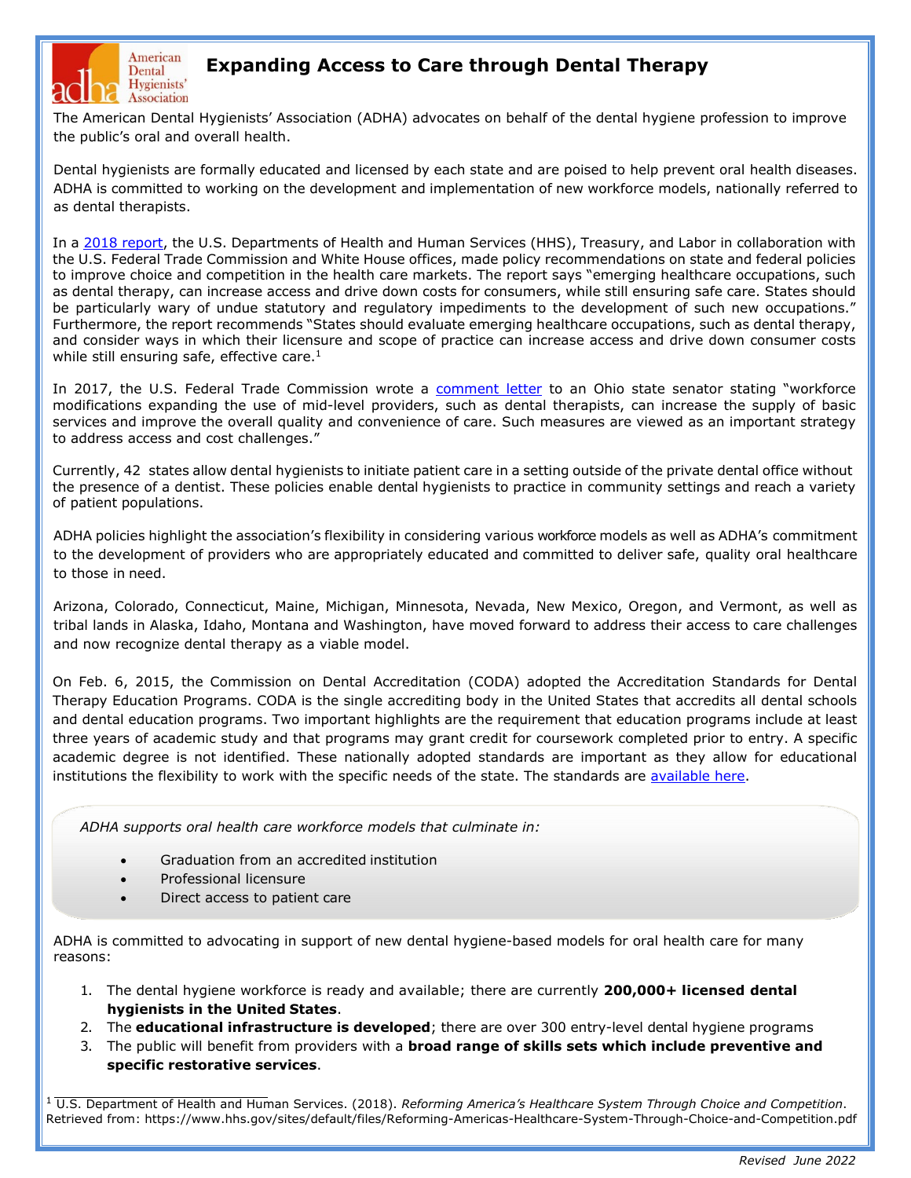# Expanding Access to Care through Dental Therapy

The American Dental Hygienists' Association (ADHA) advocates on behalf of the dental hygiene profession to improve the public's oral and overall health.

Dental hygienists are formally educated and licensed by each state and are poised to help prevent oral health diseases. ADHA is committed to working on the development and implementation of new workforce models, nationally referred to as dental therapists.

In a 2018 report, the U.S. Departments of Health and Human Services (HHS), Treasury, and Labor in collaboration with the U.S. Federal Trade Commission and White House offices, made policy recommendations on state and federal policies to improve choice and competition in the health care markets. The report says "emerging healthcare occupations, such as dental therapy, can increase access and drive down costs for consumers, while still ensuring safe care. States should be particularly wary of undue statutory and regulatory impediments to the development of such new occupations." Furthermore, the report recommends "States should evaluate emerging healthcare occupations, such as dental therapy, and consider ways in which their licensure and scope of practice can increase access and drive down consumer costs while still ensuring safe, effective care.[1]

In 2017, the U.S. Federal Trade Commission wrote a comment letter to an Ohio state senator stating "workforce modifications expanding the use of mid-level providers, such as dental therapists, can increase the supply of basic services and improve the overall quality and convenience of care. Such measures are viewed as an important strategy to address access and cost challenges."

Currently, 42 states allow dental hygienists to initiate patient care in a setting outside of the private dental office without the presence of a dentist. These policies enable dental hygienists to practice in community settings and reach a variety of patient populations.

ADHA policies highlight the association's flexibility in considering various workforce models as well as ADHA's commitment to the development of providers who are appropriately educated and committed to deliver safe, quality oral healthcare to those in need.

Arizona, Colorado, Connecticut, Maine, Michigan, Minnesota, Nevada, New Mexico, Oregon, and Vermont, as well as tribal lands in Alaska, Idaho, Montana and Washington, have moved forward to address their access to care challenges and now recognize dental therapy as a viable model.

On Feb. 6, 2015, the Commission on Dental Accreditation (CODA) adopted the Accreditation Standards for Dental Therapy Education Programs. CODA is the single accrediting body in the United States that accredits all dental schools and dental education programs. Two important highlights are the requirement that education programs include at least three years of academic study and that programs may grant credit for coursework completed prior to entry. A specific academic degree is not identified. These nationally adopted standards are important as they allow for educational institutions the flexibility to work with the specific needs of the state. The standards are available here.

*ADHA supports oral health care workforce models that culminate in:*

- Graduation from an accredited institution
- Professional licensure
- Direct access to patient care

ADHA is committed to advocating in support of new dental hygiene-based models for oral health care for many reasons:

1. The dental hygiene workforce is ready and available; there are currently **200,000+ licensed dental hygienists in the United States**.
2. The **educational infrastructure is developed**; there are over 300 entry-level dental hygiene programs
3. The public will benefit from providers with a **broad range of skills sets which include preventive and specific restorative services**.

[1] U.S. Department of Health and Human Services. (2018). *Reforming America's Healthcare System Through Choice and Competition*. Retrieved from: https://www.hhs.gov/sites/default/files/Reforming-Americas-Healthcare-System-Through-Choice-and-Competition.pdf

*Revised June 2022*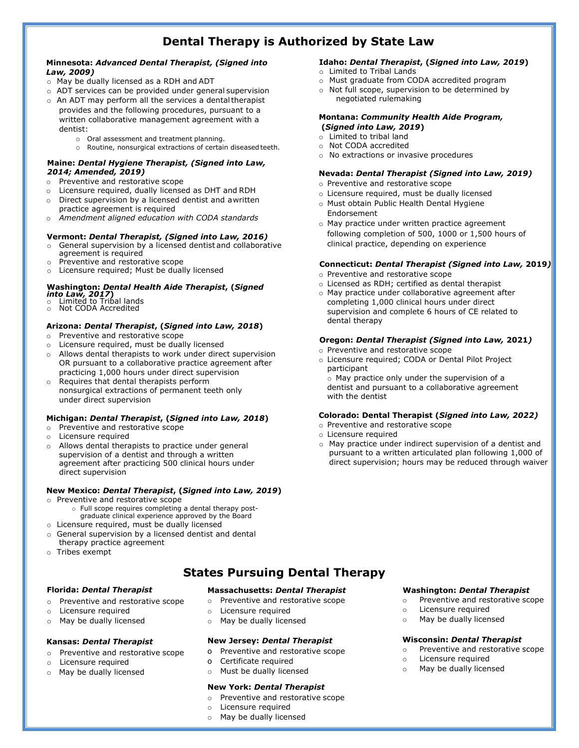# Dental Therapy is Authorized by State Law

**Minnesota: *Advanced Dental Therapist, (Signed into Law, 2009)***

- May be dually licensed as a RDH and ADT
- ADT services can be provided under general supervision
- An ADT may perform all the services a dental therapist provides and the following procedures, pursuant to a written collaborative management agreement with a dentist:
  - Oral assessment and treatment planning.
  - Routine, nonsurgical extractions of certain diseased teeth.

**Maine: *Dental Hygiene Therapist, (Signed into Law, 2014; Amended, 2019)***

- Preventive and restorative scope
- Licensure required, dually licensed as DHT and RDH
- Direct supervision by a licensed dentist and a written practice agreement is required
- *Amendment aligned education with CODA standards*

**Vermont: *Dental Therapist, (Signed into Law, 2016)***

- General supervision by a licensed dentist and collaborative agreement is required
- Preventive and restorative scope
- Licensure required; Must be dually licensed

**Washington: *Dental Health Aide Therapist*, (*Signed into Law, 2017*)**

- Limited to Tribal lands
- Not CODA Accredited

**Arizona: *Dental Therapist*, (*Signed into Law, 2018*)**

- Preventive and restorative scope
- Licensure required, must be dually licensed
- Allows dental therapists to work under direct supervision OR pursuant to a collaborative practice agreement after practicing 1,000 hours under direct supervision
- Requires that dental therapists perform nonsurgical extractions of permanent teeth only under direct supervision

**Michigan: *Dental Therapist*, (*Signed into Law, 2018*)**

- Preventive and restorative scope
- Licensure required
- Allows dental therapists to practice under general supervision of a dentist and through a written agreement after practicing 500 clinical hours under direct supervision

**New Mexico: *Dental Therapist*, (*Signed into Law, 2019*)**

- Preventive and restorative scope
  - Full scope requires completing a dental therapy post-graduate clinical experience approved by the Board
- Licensure required, must be dually licensed
- General supervision by a licensed dentist and dental therapy practice agreement
- Tribes exempt

**Idaho: *Dental Therapist*, (*Signed into Law, 2019*)**

- Limited to Tribal Lands
- Must graduate from CODA accredited program
- Not full scope, supervision to be determined by negotiated rulemaking

**Montana: *Community Health Aide Program*, (*Signed into Law, 2019*)**

- Limited to tribal land
- Not CODA accredited
- No extractions or invasive procedures

**Nevada: *Dental Therapist (Signed into Law, 2019)***

- Preventive and restorative scope
- Licensure required, must be dually licensed
- Must obtain Public Health Dental Hygiene Endorsement
- May practice under written practice agreement following completion of 500, 1000 or 1,500 hours of clinical practice, depending on experience

**Connecticut: *Dental Therapist (Signed into Law,* 2019*)***

- Preventive and restorative scope
- Licensed as RDH; certified as dental therapist
- May practice under collaborative agreement after completing 1,000 clinical hours under direct supervision and complete 6 hours of CE related to dental therapy

**Oregon: *Dental Therapist (Signed into Law,* 2021*)***

- Preventive and restorative scope
- Licensure required; CODA or Dental Pilot Project participant
- May practice only under the supervision of a dentist and pursuant to a collaborative agreement with the dentist

**Colorado: Dental Therapist (*Signed into Law, 2022)***

- Preventive and restorative scope
- Licensure required
- May practice under indirect supervision of a dentist and pursuant to a written articulated plan following 1,000 of direct supervision; hours may be reduced through waiver

# States Pursuing Dental Therapy

**Florida: *Dental Therapist***

- Preventive and restorative scope
- Licensure required
- May be dually licensed

**Kansas: *Dental Therapist***

- Preventive and restorative scope
- Licensure required
- May be dually licensed

**Massachusetts: *Dental Therapist***

- Preventive and restorative scope
- Licensure required
- May be dually licensed

**New Jersey: *Dental Therapist***

- Preventive and restorative scope
- Certificate required
- Must be dually licensed

**New York: *Dental Therapist***

- Preventive and restorative scope
- Licensure required
- May be dually licensed

**Washington: *Dental Therapist***

- Preventive and restorative scope
- Licensure required
- May be dually licensed

**Wisconsin: *Dental Therapist***

- Preventive and restorative scope
- Licensure required
- May be dually licensed